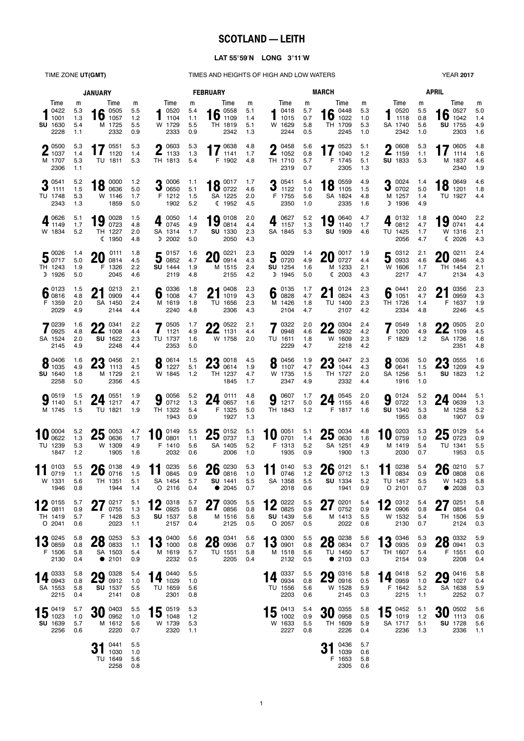# SCOTLAND — LEITH

**LAT 55°59′N LONG 3°11′W**

TIME ZONE **UT(GMT)** — TIMES AND HEIGHTS OF HIGH AND LOW WATERS — YEAR **2017**

## JANUARY

| Date | Day | Time | m | Time | m | Time | m | Time | m |
|---|---|---|---|---|---|---|---|---|---|
| 1 | SU | 0422 | 5.3 | 1001 | 1.3 | 1630 | 5.4 | 2228 | 1.1 |
| 2 | M | 0500 | 5.3 | 1037 | 1.4 | 1707 | 5.3 | 2306 | 1.1 |
| 3 | TU | 0541 | 5.2 | 1111 | 1.5 | 1748 | 5.3 | 2343 | 1.3 |
| 4 | W | 0626 | 5.1 | 1149 | 1.7 | 1834 | 5.2 | | |
| 5 | TH ☽ | 0026 | 1.4 | 0717 | 5.0 | 1243 | 1.9 | 1926 | 5.0 |
| 6 | F | 0123 | 1.5 | 0816 | 4.8 | 1359 | 2.0 | 2029 | 4.9 |
| 7 | SA | 0239 | 1.6 | 0925 | 4.8 | 1524 | 2.0 | 2145 | 4.9 |
| 8 | SU | 0406 | 1.6 | 1035 | 4.9 | 1640 | 1.8 | 2258 | 5.0 |
| 9 | M | 0519 | 1.5 | 1140 | 5.1 | 1745 | 1.5 | | |
| 10 | TU | 0004 | 5.2 | 0622 | 1.3 | 1239 | 5.3 | 1847 | 1.2 |
| 11 | W | 0103 | 5.5 | 0719 | 1.1 | 1331 | 5.6 | 1946 | 0.8 |
| 12 | TH O | 0155 | 5.7 | 0811 | 0.9 | 1419 | 5.7 | 2041 | 0.6 |
| 13 | F | 0245 | 5.8 | 0859 | 0.8 | 1506 | 5.8 | 2130 | 0.4 |
| 14 | SA | 0333 | 5.8 | 0943 | 0.8 | 1553 | 5.8 | 2215 | 0.4 |
| 15 | SU | 0419 | 5.7 | 1023 | 1.0 | 1639 | 5.7 | 2256 | 0.6 |
| 16 | M | 0505 | 5.5 | 1057 | 1.2 | 1725 | 5.5 | 2332 | 0.9 |
| 17 | TU | 0551 | 5.3 | 1120 | 1.4 | 1811 | 5.3 | | |
| 18 | W | 0000 | 1.2 | 0636 | 5.0 | 1146 | 1.7 | 1859 | 5.0 |
| 19 | TH ☾ | 0028 | 1.5 | 0723 | 4.8 | 1227 | 2.0 | 1950 | 4.8 |
| 20 | F | 0111 | 1.8 | 0814 | 4.5 | 1326 | 2.2 | 2045 | 4.6 |
| 21 | SA | 0213 | 2.1 | 0909 | 4.4 | 1450 | 2.4 | 2144 | 4.4 |
| 22 | SU | 0341 | 2.2 | 1008 | 4.4 | 1622 | 2.3 | 2248 | 4.4 |
| 23 | M | 0456 | 2.1 | 1113 | 4.5 | 1729 | 2.1 | 2356 | 4.5 |
| 24 | TU | 0551 | 1.9 | 1217 | 4.7 | 1821 | 1.9 | | |
| 25 | W | 0053 | 4.7 | 0636 | 1.7 | 1309 | 4.9 | 1905 | 1.6 |
| 26 | TH | 0138 | 4.9 | 0716 | 1.5 | 1351 | 5.1 | 1944 | 1.4 |
| 27 | F | 0217 | 5.1 | 0755 | 1.3 | 1428 | 5.3 | 2023 | 1.1 |
| 28 | SA ● | 0253 | 5.3 | 0833 | 1.1 | 1503 | 5.4 | 2101 | 0.9 |
| 29 | SU | 0328 | 5.4 | 0912 | 1.0 | 1537 | 5.5 | 2141 | 0.8 |
| 30 | M | 0403 | 5.5 | 0952 | 1.0 | 1612 | 5.6 | 2220 | 0.7 |
| 31 | TU | 0441 | 5.5 | 1030 | 1.0 | 1649 | 5.6 | 2258 | 0.8 |

## FEBRUARY

| Date | Day | Time | m | Time | m | Time | m | Time | m |
|---|---|---|---|---|---|---|---|---|---|
| 1 | W | 0520 | 5.4 | 1104 | 1.1 | 1729 | 5.5 | 2333 | 0.9 |
| 2 | TH | 0603 | 5.3 | 1133 | 1.3 | 1813 | 5.4 | | |
| 3 | F | 0006 | 1.1 | 0650 | 5.1 | 1212 | 1.5 | 1902 | 5.2 |
| 4 | SA ☽ | 0050 | 1.4 | 0745 | 4.9 | 1314 | 1.7 | 2002 | 5.0 |
| 5 | SU | 0157 | 1.6 | 0852 | 4.7 | 1444 | 1.9 | 2119 | 4.8 |
| 6 | M | 0336 | 1.8 | 1008 | 4.7 | 1619 | 1.8 | 2240 | 4.8 |
| 7 | TU | 0505 | 1.7 | 1121 | 4.9 | 1737 | 1.6 | 2353 | 5.0 |
| 8 | W | 0614 | 1.5 | 1227 | 5.1 | 1845 | 1.2 | | |
| 9 | TH | 0056 | 5.2 | 0712 | 1.3 | 1322 | 5.4 | 1943 | 0.9 |
| 10 | F | 0149 | 5.5 | 0801 | 1.1 | 1410 | 5.6 | 2032 | 0.6 |
| 11 | SA O | 0235 | 5.6 | 0845 | 0.9 | 1454 | 5.7 | 2116 | 0.4 |
| 12 | SU | 0318 | 5.7 | 0925 | 0.8 | 1537 | 5.8 | 2157 | 0.4 |
| 13 | M | 0400 | 5.6 | 1000 | 0.8 | 1619 | 5.7 | 2232 | 0.5 |
| 14 | TU | 0440 | 5.5 | 1029 | 1.0 | 1659 | 5.6 | 2301 | 0.8 |
| 15 | W | 0519 | 5.3 | 1048 | 1.2 | 1739 | 5.3 | 2320 | 1.1 |
| 16 | TH | 0558 | 5.1 | 1109 | 1.4 | 1819 | 5.1 | 2342 | 1.3 |
| 17 | F | 0638 | 4.8 | 1141 | 1.7 | 1902 | 4.8 | | |
| 18 | SA ☾ | 0017 | 1.7 | 0722 | 4.6 | 1225 | 2.0 | 1952 | 4.5 |
| 19 | SU | 0108 | 2.0 | 0814 | 4.4 | 1330 | 2.3 | 2050 | 4.3 |
| 20 | M | 0221 | 2.3 | 0914 | 4.3 | 1515 | 2.4 | 2155 | 4.2 |
| 21 | TU | 0408 | 2.3 | 1019 | 4.3 | 1656 | 2.3 | 2306 | 4.3 |
| 22 | W | 0522 | 2.1 | 1131 | 4.4 | 1758 | 2.0 | | |
| 23 | TH | 0018 | 4.5 | 0614 | 1.9 | 1237 | 4.7 | 1845 | 1.7 |
| 24 | F | 0111 | 4.8 | 0657 | 1.6 | 1325 | 5.0 | 1927 | 1.3 |
| 25 | SA | 0152 | 5.1 | 0737 | 1.3 | 1405 | 5.2 | 2006 | 1.0 |
| 26 | SU ● | 0230 | 5.3 | 0816 | 1.0 | 1441 | 5.5 | 2045 | 0.7 |
| 27 | M | 0305 | 5.5 | 0856 | 0.8 | 1516 | 5.6 | 2125 | 0.5 |
| 28 | TU | 0341 | 5.6 | 0936 | 0.7 | 1551 | 5.8 | 2205 | 0.4 |

## MARCH

| Date | Day | Time | m | Time | m | Time | m | Time | m |
|---|---|---|---|---|---|---|---|---|---|
| 1 | W | 0418 | 5.7 | 1015 | 0.7 | 1629 | 5.8 | 2244 | 0.5 |
| 2 | TH | 0458 | 5.6 | 1052 | 0.8 | 1710 | 5.7 | 2319 | 0.7 |
| 3 | F | 0541 | 5.4 | 1122 | 1.0 | 1755 | 5.6 | 2350 | 1.0 |
| 4 | SA | 0627 | 5.2 | 1157 | 1.3 | 1845 | 5.3 | | |
| 5 | SU ☽ | 0029 | 1.4 | 0720 | 4.9 | 1254 | 1.6 | 1945 | 5.0 |
| 6 | M | 0135 | 1.7 | 0828 | 4.7 | 1426 | 1.8 | 2104 | 4.7 |
| 7 | TU | 0322 | 2.0 | 0948 | 4.6 | 1611 | 1.8 | 2229 | 4.7 |
| 8 | W | 0456 | 1.9 | 1107 | 4.7 | 1735 | 1.5 | 2347 | 4.9 |
| 9 | TH | 0607 | 1.7 | 1217 | 5.0 | 1843 | 1.2 | | |
| 10 | F | 0051 | 5.1 | 0701 | 1.4 | 1313 | 5.2 | 1935 | 0.9 |
| 11 | SA | 0140 | 5.3 | 0746 | 1.2 | 1358 | 5.5 | 2018 | 0.6 |
| 12 | SU O | 0222 | 5.5 | 0825 | 0.9 | 1439 | 5.6 | 2057 | 0.5 |
| 13 | M | 0300 | 5.5 | 0901 | 0.8 | 1518 | 5.6 | 2132 | 0.5 |
| 14 | TU | 0337 | 5.5 | 0934 | 0.8 | 1556 | 5.6 | 2203 | 0.6 |
| 15 | W | 0413 | 5.4 | 1002 | 0.9 | 1633 | 5.5 | 2227 | 0.8 |
| 16 | TH | 0448 | 5.3 | 1022 | 1.0 | 1709 | 5.3 | 2245 | 1.0 |
| 17 | F | 0523 | 5.1 | 1040 | 1.2 | 1745 | 5.1 | 2305 | 1.3 |
| 18 | SA | 0559 | 4.9 | 1105 | 1.5 | 1824 | 4.8 | 2335 | 1.6 |
| 19 | SU | 0640 | 4.7 | 1140 | 1.7 | 1909 | 4.6 | | |
| 20 | M ☾ | 0017 | 1.9 | 0727 | 4.4 | 1233 | 2.1 | 2003 | 4.3 |
| 21 | TU | 0124 | 2.3 | 0824 | 4.3 | 1400 | 2.3 | 2107 | 4.2 |
| 22 | W | 0304 | 2.4 | 0932 | 4.2 | 1609 | 2.3 | 2218 | 4.2 |
| 23 | TH | 0447 | 2.3 | 1044 | 4.3 | 1727 | 2.0 | 2332 | 4.4 |
| 24 | F | 0545 | 2.0 | 1155 | 4.6 | 1817 | 1.6 | | |
| 25 | SA | 0034 | 4.8 | 0630 | 1.6 | 1251 | 4.9 | 1900 | 1.3 |
| 26 | SU | 0121 | 5.1 | 0712 | 1.3 | 1334 | 5.2 | 1941 | 0.9 |
| 27 | M | 0201 | 5.4 | 0752 | 0.9 | 1413 | 5.5 | 2022 | 0.6 |
| 28 | TU ● | 0238 | 5.6 | 0834 | 0.7 | 1450 | 5.7 | 2103 | 0.3 |
| 29 | W | 0316 | 5.8 | 0916 | 0.5 | 1528 | 5.9 | 2145 | 0.3 |
| 30 | TH | 0355 | 5.8 | 0958 | 0.5 | 1609 | 5.9 | 2226 | 0.4 |
| 31 | F | 0436 | 5.7 | 1039 | 0.6 | 1653 | 5.8 | 2305 | 0.6 |

## APRIL

| Date | Day | Time | m | Time | m | Time | m | Time | m |
|---|---|---|---|---|---|---|---|---|---|
| 1 | SA | 0520 | 5.5 | 1118 | 0.8 | 1740 | 5.6 | 2342 | 1.0 |
| 2 | SU | 0608 | 5.3 | 1159 | 1.1 | 1833 | 5.3 | | |
| 3 | M ☽ | 0024 | 1.4 | 0702 | 5.0 | 1257 | 1.4 | 1936 | 4.9 |
| 4 | TU | 0132 | 1.8 | 0812 | 4.7 | 1425 | 1.7 | 2056 | 4.7 |
| 5 | W | 0312 | 2.1 | 0933 | 4.6 | 1606 | 1.7 | 2217 | 4.7 |
| 6 | TH | 0441 | 2.0 | 1051 | 4.7 | 1726 | 1.4 | 2334 | 4.8 |
| 7 | F | 0549 | 1.8 | 1200 | 4.9 | 1829 | 1.2 | | |
| 8 | SA | 0036 | 5.0 | 0641 | 1.5 | 1256 | 5.1 | 1916 | 1.0 |
| 9 | SU | 0124 | 5.2 | 0722 | 1.3 | 1340 | 5.3 | 1955 | 0.8 |
| 10 | M | 0203 | 5.3 | 0759 | 1.0 | 1419 | 5.4 | 2030 | 0.7 |
| 11 | TU O | 0238 | 5.4 | 0834 | 0.9 | 1457 | 5.5 | 2101 | 0.7 |
| 12 | W | 0312 | 5.4 | 0906 | 0.8 | 1532 | 5.4 | 2130 | 0.7 |
| 13 | TH | 0346 | 5.3 | 0935 | 0.9 | 1607 | 5.4 | 2154 | 0.9 |
| 14 | F | 0418 | 5.2 | 0959 | 1.0 | 1642 | 5.2 | 2215 | 1.1 |
| 15 | SA | 0452 | 5.1 | 1019 | 1.2 | 1717 | 5.1 | 2236 | 1.3 |
| 16 | SU | 0527 | 5.0 | 1042 | 1.4 | 1755 | 4.9 | 2303 | 1.6 |
| 17 | M | 0605 | 4.8 | 1114 | 1.6 | 1837 | 4.6 | 2340 | 1.9 |
| 18 | TU | 0649 | 4.6 | 1201 | 1.8 | 1927 | 4.4 | | |
| 19 | W ☾ | 0040 | 2.2 | 0741 | 4.4 | 1316 | 2.1 | 2026 | 4.3 |
| 20 | TH | 0211 | 2.4 | 0846 | 4.3 | 1454 | 2.1 | 2134 | 4.3 |
| 21 | F | 0356 | 2.3 | 0959 | 4.3 | 1637 | 1.9 | 2246 | 4.5 |
| 22 | SA | 0505 | 2.0 | 1109 | 4.5 | 1736 | 1.6 | 2351 | 4.8 |
| 23 | SU | 0555 | 1.6 | 1209 | 4.9 | 1823 | 1.2 | | |
| 24 | M | 0044 | 5.1 | 0639 | 1.3 | 1258 | 5.2 | 1907 | 0.9 |
| 25 | TU | 0129 | 5.4 | 0723 | 0.9 | 1341 | 5.5 | 1953 | 0.5 |
| 26 | W ● | 0210 | 5.7 | 0808 | 0.6 | 1423 | 5.8 | 2038 | 0.3 |
| 27 | TH | 0251 | 5.8 | 0854 | 0.4 | 1506 | 5.9 | 2124 | 0.3 |
| 28 | F | 0332 | 5.9 | 0941 | 0.3 | 1551 | 6.0 | 2208 | 0.4 |
| 29 | SA | 0416 | 5.8 | 1027 | 0.4 | 1638 | 5.9 | 2252 | 0.7 |
| 30 | SU | 0502 | 5.6 | 1113 | 0.6 | 1728 | 5.6 | 2336 | 1.1 |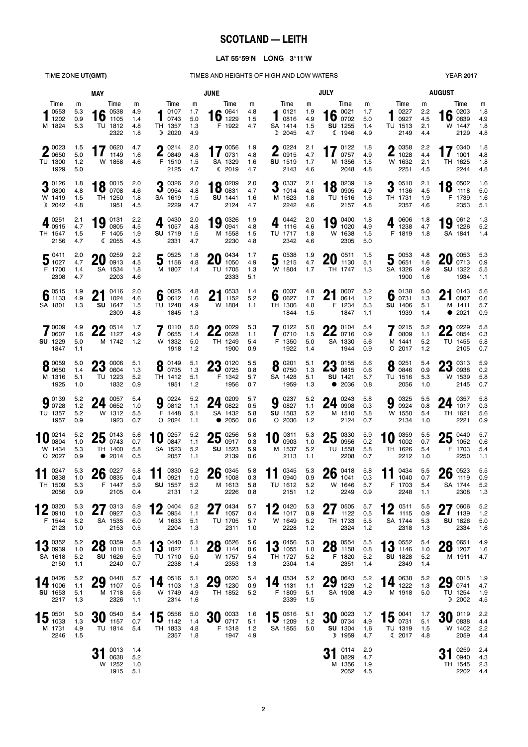# SCOTLAND — LEITH

**LAT 55°59′N LONG 3°11′W**

TIME ZONE **UT(GMT)** — TIMES AND HEIGHTS OF HIGH AND LOW WATERS — YEAR **2017**

## MAY

| Date | Day | Time | m |
|---|---|---|---|
| 1 | M | 0553<br>1202<br>1824 | 5.3<br>0.9<br>5.3 |
| 2 | TU | 0023<br>0650<br>1300<br>1929 | 1.5<br>5.0<br>1.2<br>5.0 |
| 3 | W ☽ | 0126<br>0800<br>1419<br>2042 | 1.8<br>4.8<br>1.5<br>4.8 |
| 4 | TH | 0251<br>0915<br>1547<br>2156 | 2.1<br>4.7<br>1.5<br>4.7 |
| 5 | F | 0411<br>1027<br>1700<br>2308 | 2.0<br>4.7<br>1.4<br>4.7 |
| 6 | SA | 0515<br>1133<br>1801 | 1.9<br>4.9<br>1.3 |
| 7 | SU | 0009<br>0607<br>1229<br>1847 | 4.9<br>1.6<br>5.0<br>1.1 |
| 8 | M | 0059<br>0650<br>1316<br>1925 | 5.0<br>1.4<br>5.1<br>1.0 |
| 9 | TU | 0139<br>0728<br>1357<br>1957 | 5.2<br>1.2<br>5.2<br>0.9 |
| 10 | W ○ | 0214<br>0804<br>1434<br>2027 | 5.2<br>1.0<br>5.3<br>0.9 |
| 11 | TH | 0247<br>0838<br>1509<br>2056 | 5.3<br>1.0<br>5.3<br>0.9 |
| 12 | F | 0320<br>0910<br>1544<br>2123 | 5.3<br>1.0<br>5.2<br>1.0 |
| 13 | SA | 0352<br>0939<br>1618<br>2150 | 5.2<br>1.0<br>5.2<br>1.1 |
| 14 | SU | 0426<br>1006<br>1653<br>2217 | 5.2<br>1.1<br>5.1<br>1.3 |
| 15 | M | 0501<br>1033<br>1731<br>2246 | 5.0<br>1.3<br>4.9<br>1.5 |
| 16 | TU | 0538<br>1105<br>1812<br>2322 | 4.9<br>1.4<br>4.8<br>1.8 |
| 17 | W | 0620<br>1149<br>1858 | 4.7<br>1.6<br>4.6 |
| 18 | TH | 0015<br>0708<br>1250<br>1951 | 2.0<br>4.6<br>1.8<br>4.5 |
| 19 | F ☾ | 0131<br>0805<br>1405<br>2055 | 2.2<br>4.5<br>1.9<br>4.5 |
| 20 | SA | 0259<br>0913<br>1534<br>2203 | 2.2<br>4.5<br>1.8<br>4.6 |
| 21 | SU | 0416<br>1024<br>1647<br>2309 | 2.0<br>4.6<br>1.5<br>4.8 |
| 22 | M | 0514<br>1127<br>1742 | 1.7<br>4.9<br>1.2 |
| 23 | TU | 0006<br>0604<br>1223<br>1832 | 5.1<br>1.3<br>5.2<br>0.9 |
| 24 | W | 0057<br>0652<br>1312<br>1923 | 5.4<br>1.0<br>5.5<br>0.7 |
| 25 | TH ● | 0143<br>0743<br>1400<br>2014 | 5.6<br>0.7<br>5.8<br>0.5 |
| 26 | F | 0227<br>0835<br>1447<br>2105 | 5.8<br>0.4<br>5.9<br>0.4 |
| 27 | SA | 0313<br>0927<br>1535<br>2153 | 5.9<br>0.3<br>6.0<br>0.5 |
| 28 | SU | 0359<br>1018<br>1626<br>2240 | 5.8<br>0.3<br>5.9<br>0.7 |
| 29 | M | 0448<br>1107<br>1718<br>2326 | 5.7<br>0.5<br>5.6<br>1.1 |
| 30 | TU | 0540<br>1157<br>1814 | 5.4<br>0.7<br>5.4 |
| 31 | W | 0013<br>0638<br>1252<br>1915 | 1.4<br>5.2<br>1.0<br>5.1 |

## JUNE

| Date | Day | Time | m |
|---|---|---|---|
| 1 | TH ☽ | 0107<br>0743<br>1357<br>2020 | 1.7<br>5.0<br>1.3<br>4.9 |
| 2 | F | 0214<br>0849<br>1510<br>2125 | 2.0<br>4.8<br>1.5<br>4.7 |
| 3 | SA | 0326<br>0954<br>1619<br>2229 | 2.0<br>4.8<br>1.5<br>4.7 |
| 4 | SU | 0430<br>1057<br>1719<br>2331 | 2.0<br>4.8<br>1.5<br>4.7 |
| 5 | M | 0525<br>1156<br>1807 | 1.8<br>4.8<br>1.4 |
| 6 | TU | 0025<br>0612<br>1248<br>1845 | 4.8<br>1.6<br>4.9<br>1.3 |
| 7 | W | 0110<br>0655<br>1332<br>1918 | 5.0<br>1.4<br>5.0<br>1.2 |
| 8 | TH | 0149<br>0735<br>1412<br>1951 | 5.1<br>1.3<br>5.1<br>1.2 |
| 9 | F ○ | 0224<br>0812<br>1448<br>2024 | 5.2<br>1.1<br>5.1<br>1.1 |
| 10 | SA | 0257<br>0847<br>1523<br>2057 | 5.2<br>1.1<br>5.2<br>1.1 |
| 11 | SU | 0330<br>0921<br>1557<br>2131 | 5.2<br>1.0<br>5.2<br>1.2 |
| 12 | M | 0404<br>0954<br>1633<br>2204 | 5.2<br>1.1<br>5.1<br>1.3 |
| 13 | TU | 0440<br>1027<br>1710<br>2238 | 5.1<br>1.1<br>5.0<br>1.4 |
| 14 | W | 0516<br>1103<br>1749<br>2314 | 5.1<br>1.3<br>4.9<br>1.6 |
| 15 | TH | 0556<br>1142<br>1833<br>2357 | 5.0<br>1.4<br>4.8<br>1.8 |
| 16 | F | 0641<br>1229<br>1922 | 4.8<br>1.5<br>4.7 |
| 17 | SA ☾ | 0056<br>0731<br>1329<br>2019 | 1.9<br>4.8<br>1.6<br>4.7 |
| 18 | SU | 0209<br>0831<br>1441<br>2124 | 2.0<br>4.7<br>1.6<br>4.7 |
| 19 | M | 0326<br>0941<br>1558<br>2230 | 1.9<br>4.8<br>1.5<br>4.8 |
| 20 | TU | 0434<br>1050<br>1705<br>2333 | 1.7<br>4.9<br>1.3<br>5.1 |
| 21 | W | 0533<br>1152<br>1804 | 1.4<br>5.2<br>1.1 |
| 22 | TH | 0029<br>0628<br>1249<br>1900 | 5.3<br>1.1<br>5.4<br>0.9 |
| 23 | F | 0120<br>0725<br>1342<br>1956 | 5.5<br>0.8<br>5.7<br>0.7 |
| 24 | SA ● | 0209<br>0822<br>1432<br>2050 | 5.7<br>0.5<br>5.8<br>0.6 |
| 25 | SU | 0256<br>0917<br>1523<br>2139 | 5.8<br>0.3<br>5.9<br>0.6 |
| 26 | M | 0345<br>1008<br>1613<br>2226 | 5.8<br>0.3<br>5.8<br>0.8 |
| 27 | TU | 0434<br>1057<br>1705<br>2311 | 5.7<br>0.4<br>5.7<br>1.0 |
| 28 | W | 0526<br>1144<br>1757<br>2353 | 5.6<br>0.6<br>5.4<br>1.3 |
| 29 | TH | 0620<br>1230<br>1852 | 5.4<br>0.9<br>5.2 |
| 30 | F | 0033<br>0717<br>1318<br>1947 | 1.6<br>5.1<br>1.2<br>4.9 |

## JULY

| Date | Day | Time | m |
|---|---|---|---|
| 1 | SA ☽ | 0121<br>0816<br>1414<br>2045 | 1.9<br>4.9<br>1.5<br>4.7 |
| 2 | SU | 0224<br>0915<br>1519<br>2143 | 2.1<br>4.7<br>1.7<br>4.6 |
| 3 | M | 0337<br>1014<br>1623<br>2242 | 2.1<br>4.6<br>1.8<br>4.6 |
| 4 | TU | 0442<br>1116<br>1717<br>2342 | 2.0<br>4.6<br>1.8<br>4.6 |
| 5 | W | 0538<br>1215<br>1804 | 1.9<br>4.7<br>1.7 |
| 6 | TH | 0037<br>0627<br>1306<br>1844 | 4.8<br>1.7<br>4.8<br>1.5 |
| 7 | F | 0122<br>0710<br>1350<br>1922 | 5.0<br>1.5<br>5.0<br>1.4 |
| 8 | SA | 0201<br>0750<br>1428<br>1959 | 5.1<br>1.3<br>5.1<br>1.3 |
| 9 | SU ○ | 0237<br>0827<br>1503<br>2036 | 5.2<br>1.1<br>5.2<br>1.2 |
| 10 | M | 0311<br>0903<br>1537<br>2113 | 5.3<br>1.0<br>5.2<br>1.1 |
| 11 | TU | 0345<br>0940<br>1612<br>2151 | 5.3<br>0.9<br>5.2<br>1.2 |
| 12 | W | 0420<br>1017<br>1649<br>2228 | 5.3<br>0.9<br>5.2<br>1.2 |
| 13 | TH | 0456<br>1055<br>1727<br>2304 | 5.3<br>1.0<br>5.2<br>1.4 |
| 14 | F | 0534<br>1131<br>1809<br>2339 | 5.2<br>1.1<br>5.1<br>1.5 |
| 15 | SA | 0616<br>1209<br>1855 | 5.1<br>1.2<br>5.0 |
| 16 | SU ☾ | 0021<br>0702<br>1255<br>1946 | 1.7<br>5.0<br>1.4<br>4.9 |
| 17 | M | 0122<br>0757<br>1356<br>2048 | 1.8<br>4.9<br>1.5<br>4.8 |
| 18 | TU | 0239<br>0905<br>1516<br>2157 | 1.9<br>4.9<br>1.6<br>4.8 |
| 19 | W | 0400<br>1020<br>1638<br>2305 | 1.8<br>4.9<br>1.5<br>5.0 |
| 20 | TH | 0511<br>1130<br>1747 | 1.5<br>5.1<br>1.3 |
| 21 | F | 0007<br>0614<br>1234<br>1847 | 5.2<br>1.2<br>5.3<br>1.1 |
| 22 | SA | 0104<br>0716<br>1330<br>1944 | 5.4<br>0.9<br>5.6<br>0.9 |
| 23 | SU ● | 0155<br>0815<br>1421<br>2036 | 5.6<br>0.6<br>5.7<br>0.8 |
| 24 | M | 0243<br>0908<br>1510<br>2124 | 5.8<br>0.3<br>5.8<br>0.7 |
| 25 | TU | 0330<br>0956<br>1558<br>2208 | 5.9<br>0.2<br>5.8<br>0.7 |
| 26 | W | 0418<br>1041<br>1646<br>2249 | 5.8<br>0.3<br>5.7<br>0.9 |
| 27 | TH | 0505<br>1122<br>1733<br>2324 | 5.7<br>0.5<br>5.5<br>1.2 |
| 28 | F | 0554<br>1158<br>1820<br>2351 | 5.5<br>0.8<br>5.2<br>1.4 |
| 29 | SA | 0643<br>1229<br>1908 | 5.2<br>1.2<br>4.9 |
| 30 | SU ☽ | 0023<br>0734<br>1303<br>1959 | 1.7<br>4.9<br>1.6<br>4.7 |
| 31 | M | 0114<br>0829<br>1356<br>2052 | 2.0<br>4.7<br>1.9<br>4.5 |

## AUGUST

| Date | Day | Time | m |
|---|---|---|---|
| 1 | TU | 0227<br>0927<br>1513<br>2149 | 2.2<br>4.5<br>2.1<br>4.4 |
| 2 | W | 0358<br>1028<br>1632<br>2251 | 2.2<br>4.4<br>2.1<br>4.5 |
| 3 | TH | 0510<br>1136<br>1731<br>2357 | 2.1<br>4.5<br>1.9<br>4.6 |
| 4 | F | 0606<br>1238<br>1819 | 1.8<br>4.7<br>1.8 |
| 5 | SA | 0053<br>0651<br>1326<br>1900 | 4.8<br>1.6<br>4.9<br>1.6 |
| 6 | SU | 0138<br>0731<br>1406<br>1939 | 5.0<br>1.3<br>5.1<br>1.4 |
| 7 | M ○ | 0215<br>0809<br>1441<br>2017 | 5.2<br>1.1<br>5.2<br>1.2 |
| 8 | TU | 0251<br>0846<br>1516<br>2056 | 5.4<br>0.9<br>5.3<br>1.0 |
| 9 | W | 0325<br>0924<br>1550<br>2134 | 5.5<br>0.8<br>5.4<br>1.0 |
| 10 | TH | 0359<br>1002<br>1626<br>2212 | 5.5<br>0.7<br>5.4<br>1.0 |
| 11 | F | 0434<br>1040<br>1703<br>2248 | 5.5<br>0.7<br>5.4<br>1.1 |
| 12 | SA | 0511<br>1115<br>1744<br>2318 | 5.5<br>0.9<br>5.3<br>1.3 |
| 13 | SU | 0552<br>1146<br>1828<br>2349 | 5.4<br>1.0<br>5.2<br>1.4 |
| 14 | M | 0638<br>1222<br>1918 | 5.2<br>1.3<br>5.0 |
| 15 | TU ☾ | 0041<br>0731<br>1319<br>2017 | 1.7<br>5.1<br>1.5<br>4.8 |
| 16 | W | 0203<br>0839<br>1447<br>2129 | 1.8<br>4.9<br>1.8<br>4.8 |
| 17 | TH | 0340<br>1001<br>1625<br>2244 | 1.8<br>4.8<br>1.8<br>4.8 |
| 18 | F | 0502<br>1118<br>1739<br>2353 | 1.6<br>5.0<br>1.6<br>5.1 |
| 19 | SA | 0612<br>1226<br>1841 | 1.3<br>5.2<br>1.4 |
| 20 | SU | 0053<br>0713<br>1322<br>1934 | 5.3<br>0.9<br>5.5<br>1.1 |
| 21 | M ● | 0143<br>0807<br>1411<br>2021 | 5.6<br>0.6<br>5.7<br>0.9 |
| 22 | TU | 0229<br>0854<br>1455<br>2105 | 5.8<br>0.3<br>5.8<br>0.7 |
| 23 | W | 0313<br>0938<br>1539<br>2145 | 5.9<br>0.2<br>5.8<br>0.7 |
| 24 | TH | 0357<br>1017<br>1621<br>2221 | 5.8<br>0.3<br>5.6<br>0.9 |
| 25 | F | 0440<br>1052<br>1703<br>2250 | 5.7<br>0.6<br>5.4<br>1.1 |
| 26 | SA | 0523<br>1119<br>1744<br>2308 | 5.5<br>0.9<br>5.2<br>1.3 |
| 27 | SU | 0606<br>1139<br>1826<br>2334 | 5.2<br>1.2<br>5.0<br>1.6 |
| 28 | M | 0651<br>1207<br>1911 | 4.9<br>1.6<br>4.7 |
| 29 | TU ☽ | 0015<br>0741<br>1254<br>2002 | 1.9<br>4.7<br>1.9<br>4.5 |
| 30 | W | 0119<br>0838<br>1402<br>2059 | 2.2<br>4.4<br>2.2<br>4.4 |
| 31 | TH | 0259<br>0940<br>1545<br>2202 | 2.4<br>4.3<br>2.3<br>4.4 |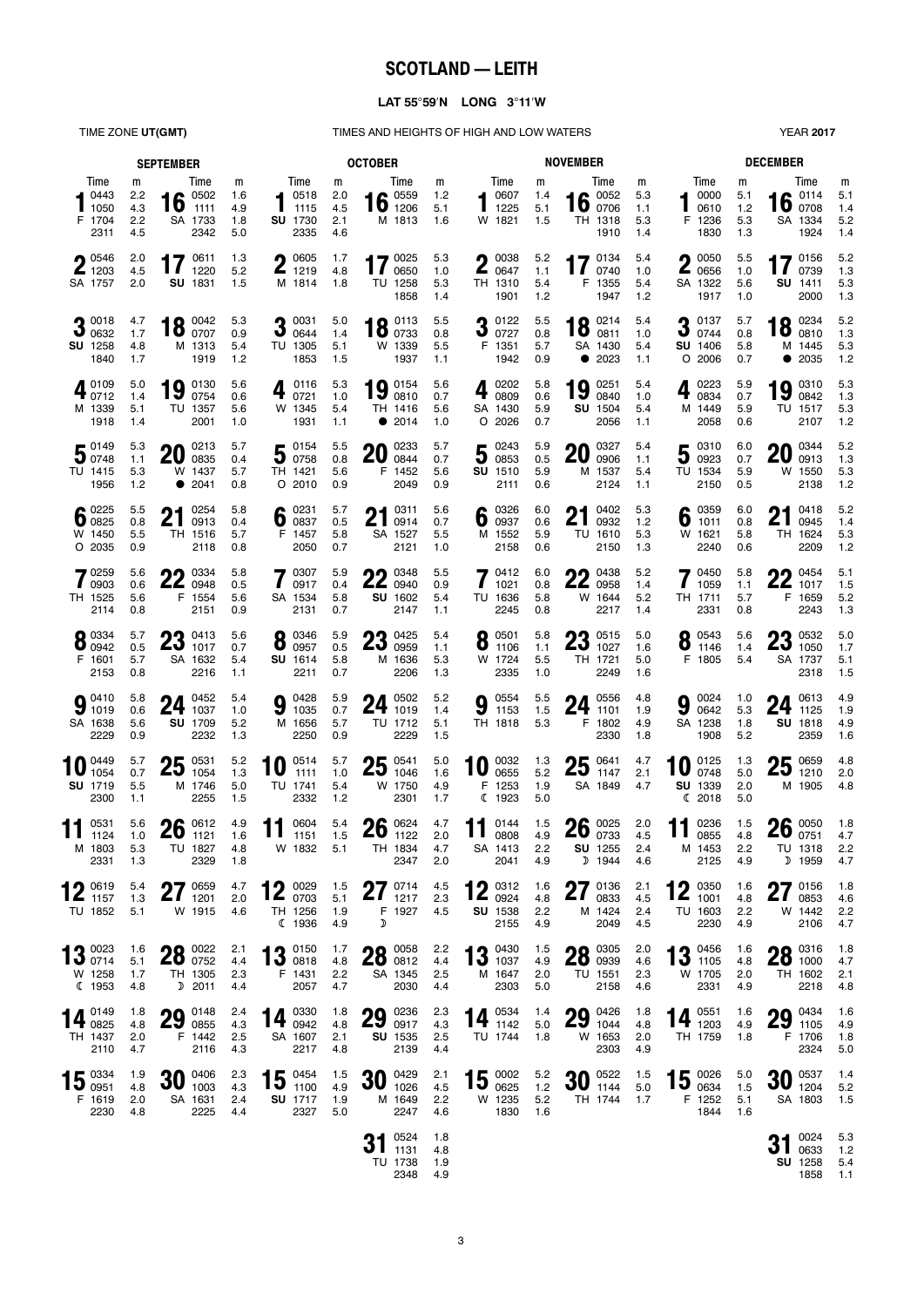# SCOTLAND — LEITH

**LAT 55°59′N LONG 3°11′W**

TIME ZONE **UT(GMT)**

TIMES AND HEIGHTS OF HIGH AND LOW WATERS

YEAR **2017**

## SEPTEMBER

| Day | | | Time | m | Time | m | Time | m | Time | m |
|---|---|---|---|---|---|---|---|---|---|---|
| 1 | F | | 0443 | 2.2 | 1050 | 4.3 | 1704 | 2.2 | 2311 | 4.5 |
| 2 | SA | | 0546 | 2.0 | 1203 | 4.5 | 1757 | 2.0 | | |
| 3 | SU | | 0018 | 4.7 | 0632 | 1.7 | 1258 | 4.8 | 1840 | 1.7 |
| 4 | M | | 0109 | 5.0 | 0712 | 1.4 | 1339 | 5.1 | 1918 | 1.4 |
| 5 | TU | | 0149 | 5.3 | 0748 | 1.1 | 1415 | 5.3 | 1956 | 1.2 |
| 6 | W | ○ | 0225 | 5.5 | 0825 | 0.8 | 1450 | 5.5 | 2035 | 0.9 |
| 7 | TH | | 0259 | 5.6 | 0903 | 0.6 | 1525 | 5.6 | 2114 | 0.8 |
| 8 | F | | 0334 | 5.7 | 0942 | 0.5 | 1601 | 5.7 | 2153 | 0.8 |
| 9 | SA | | 0410 | 5.8 | 1019 | 0.6 | 1638 | 5.6 | 2229 | 0.9 |
| 10 | SU | | 0449 | 5.7 | 1054 | 0.7 | 1719 | 5.5 | 2300 | 1.1 |
| 11 | M | | 0531 | 5.6 | 1124 | 1.0 | 1803 | 5.3 | 2331 | 1.3 |
| 12 | TU | | 0619 | 5.4 | 1157 | 1.3 | 1852 | 5.1 | | |
| 13 | W | ☾ | 0023 | 1.6 | 0714 | 5.1 | 1258 | 1.7 | 1953 | 4.8 |
| 14 | TH | | 0149 | 1.8 | 0825 | 4.8 | 1437 | 2.0 | 2110 | 4.7 |
| 15 | F | | 0334 | 1.9 | 0951 | 4.8 | 1619 | 2.0 | 2230 | 4.8 |
| 16 | SA | | 0502 | 1.6 | 1111 | 4.9 | 1733 | 1.8 | 2342 | 5.0 |
| 17 | SU | | 0611 | 1.3 | 1220 | 5.2 | 1831 | 1.5 | | |
| 18 | M | | 0042 | 5.3 | 0707 | 0.9 | 1313 | 5.4 | 1919 | 1.2 |
| 19 | TU | | 0130 | 5.6 | 0754 | 0.6 | 1357 | 5.6 | 2001 | 1.0 |
| 20 | W | ● | 0213 | 5.7 | 0835 | 0.4 | 1437 | 5.7 | 2041 | 0.8 |
| 21 | TH | | 0254 | 5.8 | 0913 | 0.4 | 1516 | 5.7 | 2118 | 0.8 |
| 22 | F | | 0334 | 5.8 | 0948 | 0.5 | 1554 | 5.6 | 2151 | 0.9 |
| 23 | SA | | 0413 | 5.6 | 1017 | 0.7 | 1632 | 5.4 | 2216 | 1.1 |
| 24 | SU | | 0452 | 5.4 | 1037 | 1.0 | 1709 | 5.2 | 2232 | 1.3 |
| 25 | M | | 0531 | 5.2 | 1054 | 1.3 | 1746 | 5.0 | 2255 | 1.5 |
| 26 | TU | | 0612 | 4.9 | 1121 | 1.6 | 1827 | 4.8 | 2329 | 1.8 |
| 27 | W | | 0659 | 4.7 | 1201 | 2.0 | 1915 | 4.6 | | |
| 28 | TH | ☽ | 0022 | 2.1 | 0752 | 4.4 | 1305 | 2.3 | 2011 | 4.4 |
| 29 | F | | 0148 | 2.4 | 0855 | 4.3 | 1442 | 2.5 | 2116 | 4.3 |
| 30 | SA | | 0406 | 2.3 | 1003 | 4.3 | 1631 | 2.4 | 2225 | 4.4 |

## OCTOBER

| Day | | | Time | m | Time | m | Time | m | Time | m |
|---|---|---|---|---|---|---|---|---|---|---|
| 1 | SU | | 0518 | 2.0 | 1115 | 4.5 | 1730 | 2.1 | 2335 | 4.6 |
| 2 | M | | 0605 | 1.7 | 1219 | 4.8 | 1814 | 1.8 | | |
| 3 | TU | | 0031 | 5.0 | 0644 | 1.4 | 1305 | 5.1 | 1853 | 1.5 |
| 4 | W | | 0116 | 5.3 | 0721 | 1.0 | 1345 | 5.4 | 1931 | 1.1 |
| 5 | TH | ○ | 0154 | 5.5 | 0758 | 0.8 | 1421 | 5.6 | 2010 | 0.9 |
| 6 | F | | 0231 | 5.7 | 0837 | 0.5 | 1457 | 5.8 | 2050 | 0.7 |
| 7 | SA | | 0307 | 5.9 | 0917 | 0.4 | 1534 | 5.8 | 2131 | 0.7 |
| 8 | SU | | 0346 | 5.9 | 0957 | 0.5 | 1614 | 5.8 | 2211 | 0.7 |
| 9 | M | | 0428 | 5.9 | 1035 | 0.7 | 1656 | 5.7 | 2250 | 0.9 |
| 10 | TU | | 0514 | 5.7 | 1111 | 1.0 | 1741 | 5.4 | 2332 | 1.2 |
| 11 | W | | 0604 | 5.4 | 1151 | 1.5 | 1832 | 5.1 | | |
| 12 | TH | ☾ | 0029 | 1.5 | 0703 | 5.1 | 1256 | 1.9 | 1936 | 4.9 |
| 13 | F | | 0150 | 1.7 | 0818 | 4.8 | 1431 | 2.2 | 2057 | 4.7 |
| 14 | SA | | 0330 | 1.8 | 0942 | 4.8 | 1607 | 2.1 | 2217 | 4.8 |
| 15 | SU | | 0454 | 1.5 | 1100 | 4.9 | 1717 | 1.9 | 2327 | 5.0 |
| 16 | M | | 0559 | 1.2 | 1206 | 5.1 | 1813 | 1.6 | | |
| 17 | TU | | 0025 | 5.3 | 0650 | 1.0 | 1258 | 5.3 | 1858 | 1.4 |
| 18 | W | | 0113 | 5.5 | 0733 | 0.8 | 1339 | 5.5 | 1937 | 1.1 |
| 19 | TH | ● | 0154 | 5.6 | 0810 | 0.7 | 1416 | 5.6 | 2014 | 1.0 |
| 20 | F | | 0233 | 5.7 | 0844 | 0.7 | 1452 | 5.6 | 2049 | 0.9 |
| 21 | SA | | 0311 | 5.6 | 0914 | 0.7 | 1527 | 5.5 | 2121 | 1.0 |
| 22 | SU | | 0348 | 5.5 | 0940 | 0.9 | 1602 | 5.4 | 2147 | 1.1 |
| 23 | M | | 0425 | 5.4 | 0959 | 1.1 | 1636 | 5.3 | 2206 | 1.3 |
| 24 | TU | | 0502 | 5.2 | 1019 | 1.4 | 1712 | 5.1 | 2229 | 1.5 |
| 25 | W | | 0541 | 5.0 | 1046 | 1.6 | 1750 | 4.9 | 2301 | 1.7 |
| 26 | TH | | 0624 | 4.7 | 1122 | 2.0 | 1834 | 4.7 | 2347 | 2.0 |
| 27 | F | ☽ | 0714 | 4.5 | 1217 | 2.3 | 1927 | 4.5 | | |
| 28 | SA | | 0058 | 2.2 | 0812 | 4.4 | 1345 | 2.5 | 2030 | 4.4 |
| 29 | SU | | 0236 | 2.3 | 0917 | 4.3 | 1535 | 2.5 | 2139 | 4.4 |
| 30 | M | | 0429 | 2.1 | 1026 | 4.5 | 1649 | 2.2 | 2247 | 4.6 |
| 31 | TU | | 0524 | 1.8 | 1131 | 4.8 | 1738 | 1.9 | 2348 | 4.9 |

## NOVEMBER

| Day | | | Time | m | Time | m | Time | m | Time | m |
|---|---|---|---|---|---|---|---|---|---|---|
| 1 | W | | 0607 | 1.4 | 1225 | 5.1 | 1821 | 1.5 | | |
| 2 | TH | | 0038 | 5.2 | 0647 | 1.1 | 1310 | 5.4 | 1901 | 1.2 |
| 3 | F | | 0122 | 5.5 | 0727 | 0.8 | 1351 | 5.7 | 1942 | 0.9 |
| 4 | SA | ○ | 0202 | 5.8 | 0809 | 0.6 | 1430 | 5.9 | 2026 | 0.7 |
| 5 | SU | | 0243 | 5.9 | 0853 | 0.5 | 1510 | 5.9 | 2111 | 0.6 |
| 6 | M | | 0326 | 6.0 | 0937 | 0.6 | 1552 | 5.9 | 2158 | 0.6 |
| 7 | TU | | 0412 | 6.0 | 1021 | 0.8 | 1636 | 5.8 | 2245 | 0.8 |
| 8 | W | | 0501 | 5.8 | 1106 | 1.1 | 1724 | 5.5 | 2335 | 1.0 |
| 9 | TH | | 0554 | 5.5 | 1153 | 1.5 | 1818 | 5.3 | | |
| 10 | F | ☾ | 0032 | 1.3 | 0655 | 5.2 | 1253 | 1.9 | 1923 | 5.0 |
| 11 | SA | | 0144 | 1.5 | 0808 | 4.9 | 1413 | 2.2 | 2041 | 4.9 |
| 12 | SU | | 0312 | 1.6 | 0924 | 4.8 | 1538 | 2.2 | 2155 | 4.9 |
| 13 | M | | 0430 | 1.5 | 1037 | 4.9 | 1647 | 2.0 | 2303 | 5.0 |
| 14 | TU | | 0534 | 1.4 | 1142 | 5.0 | 1744 | 1.8 | | |
| 15 | W | | 0002 | 5.2 | 0625 | 1.2 | 1235 | 5.2 | 1830 | 1.6 |
| 16 | TH | | 0052 | 5.3 | 0706 | 1.1 | 1318 | 5.3 | 1910 | 1.4 |
| 17 | F | | 0134 | 5.4 | 0740 | 1.0 | 1355 | 5.4 | 1947 | 1.2 |
| 18 | SA | ● | 0214 | 5.4 | 0811 | 1.0 | 1430 | 5.4 | 2023 | 1.1 |
| 19 | SU | | 0251 | 5.4 | 0840 | 1.0 | 1504 | 5.4 | 2056 | 1.1 |
| 20 | M | | 0327 | 5.4 | 0906 | 1.1 | 1537 | 5.4 | 2124 | 1.1 |
| 21 | TU | | 0402 | 5.3 | 0932 | 1.2 | 1610 | 5.3 | 2150 | 1.3 |
| 22 | W | | 0438 | 5.2 | 0958 | 1.4 | 1644 | 5.2 | 2217 | 1.4 |
| 23 | TH | | 0515 | 5.0 | 1027 | 1.6 | 1721 | 5.0 | 2249 | 1.6 |
| 24 | F | | 0556 | 4.8 | 1101 | 1.9 | 1802 | 4.9 | 2330 | 1.8 |
| 25 | SA | | 0641 | 4.7 | 1147 | 2.1 | 1849 | 4.7 | | |
| 26 | SU | ☽ | 0025 | 2.0 | 0733 | 4.5 | 1255 | 2.4 | 1944 | 4.6 |
| 27 | M | | 0136 | 2.1 | 0833 | 4.5 | 1424 | 2.4 | 2049 | 4.5 |
| 28 | TU | | 0305 | 2.0 | 0939 | 4.6 | 1551 | 2.3 | 2158 | 4.6 |
| 29 | W | | 0426 | 1.8 | 1044 | 4.8 | 1653 | 2.0 | 2303 | 4.9 |
| 30 | TH | | 0522 | 1.5 | 1144 | 5.0 | 1744 | 1.7 | | |

## DECEMBER

| Day | | | Time | m | Time | m | Time | m | Time | m |
|---|---|---|---|---|---|---|---|---|---|---|
| 1 | F | | 0000 | 5.1 | 0610 | 1.2 | 1236 | 5.3 | 1830 | 1.3 |
| 2 | SA | | 0050 | 5.5 | 0656 | 1.0 | 1322 | 5.6 | 1917 | 1.0 |
| 3 | SU | ○ | 0137 | 5.7 | 0744 | 0.8 | 1406 | 5.8 | 2006 | 0.7 |
| 4 | M | | 0223 | 5.9 | 0834 | 0.7 | 1449 | 5.9 | 2058 | 0.6 |
| 5 | TU | | 0310 | 6.0 | 0923 | 0.7 | 1534 | 5.9 | 2150 | 0.5 |
| 6 | W | | 0359 | 6.0 | 1011 | 0.8 | 1621 | 5.8 | 2240 | 0.6 |
| 7 | TH | | 0450 | 5.8 | 1059 | 1.1 | 1711 | 5.7 | 2331 | 0.8 |
| 8 | F | | 0543 | 5.6 | 1146 | 1.4 | 1805 | 5.4 | | |
| 9 | SA | | 0024 | 1.0 | 0642 | 5.3 | 1238 | 1.8 | 1908 | 5.2 |
| 10 | SU | ☾ | 0125 | 1.3 | 0748 | 5.0 | 1339 | 2.0 | 2018 | 5.0 |
| 11 | M | | 0236 | 1.5 | 0855 | 4.8 | 1453 | 2.2 | 2125 | 4.9 |
| 12 | TU | | 0350 | 1.6 | 1001 | 4.8 | 1603 | 2.2 | 2230 | 4.9 |
| 13 | W | | 0456 | 1.6 | 1105 | 4.8 | 1705 | 2.0 | 2331 | 4.9 |
| 14 | TH | | 0551 | 1.6 | 1203 | 4.9 | 1759 | 1.8 | | |
| 15 | F | | 0026 | 5.0 | 0634 | 1.5 | 1252 | 5.1 | 1844 | 1.6 |
| 16 | SA | | 0114 | 5.1 | 0708 | 1.4 | 1334 | 5.2 | 1924 | 1.4 |
| 17 | SU | | 0156 | 5.2 | 0739 | 1.3 | 1411 | 5.3 | 2000 | 1.3 |
| 18 | M | ● | 0234 | 5.2 | 0810 | 1.3 | 1445 | 5.3 | 2035 | 1.2 |
| 19 | TU | | 0310 | 5.3 | 0842 | 1.3 | 1517 | 5.3 | 2107 | 1.2 |
| 20 | W | | 0344 | 5.2 | 0913 | 1.3 | 1550 | 5.3 | 2138 | 1.2 |
| 21 | TH | | 0418 | 5.2 | 0945 | 1.4 | 1624 | 5.3 | 2209 | 1.2 |
| 22 | F | | 0454 | 5.1 | 1017 | 1.5 | 1659 | 5.2 | 2243 | 1.3 |
| 23 | SA | | 0532 | 5.0 | 1050 | 1.7 | 1737 | 5.1 | 2318 | 1.5 |
| 24 | SU | | 0613 | 4.9 | 1125 | 1.9 | 1818 | 4.9 | 2359 | 1.6 |
| 25 | M | | 0659 | 4.8 | 1210 | 2.0 | 1905 | 4.8 | | |
| 26 | TU | ☽ | 0050 | 1.8 | 0751 | 4.7 | 1318 | 2.2 | 1959 | 4.7 |
| 27 | W | | 0156 | 1.8 | 0853 | 4.6 | 1442 | 2.2 | 2106 | 4.7 |
| 28 | TH | | 0316 | 1.8 | 1000 | 4.7 | 1602 | 2.1 | 2218 | 4.8 |
| 29 | F | | 0434 | 1.6 | 1105 | 4.9 | 1706 | 1.8 | 2324 | 5.0 |
| 30 | SA | | 0537 | 1.4 | 1204 | 5.2 | 1803 | 1.5 | | |
| 31 | SU | | 0024 | 5.3 | 0633 | 1.2 | 1258 | 5.4 | 1858 | 1.1 |